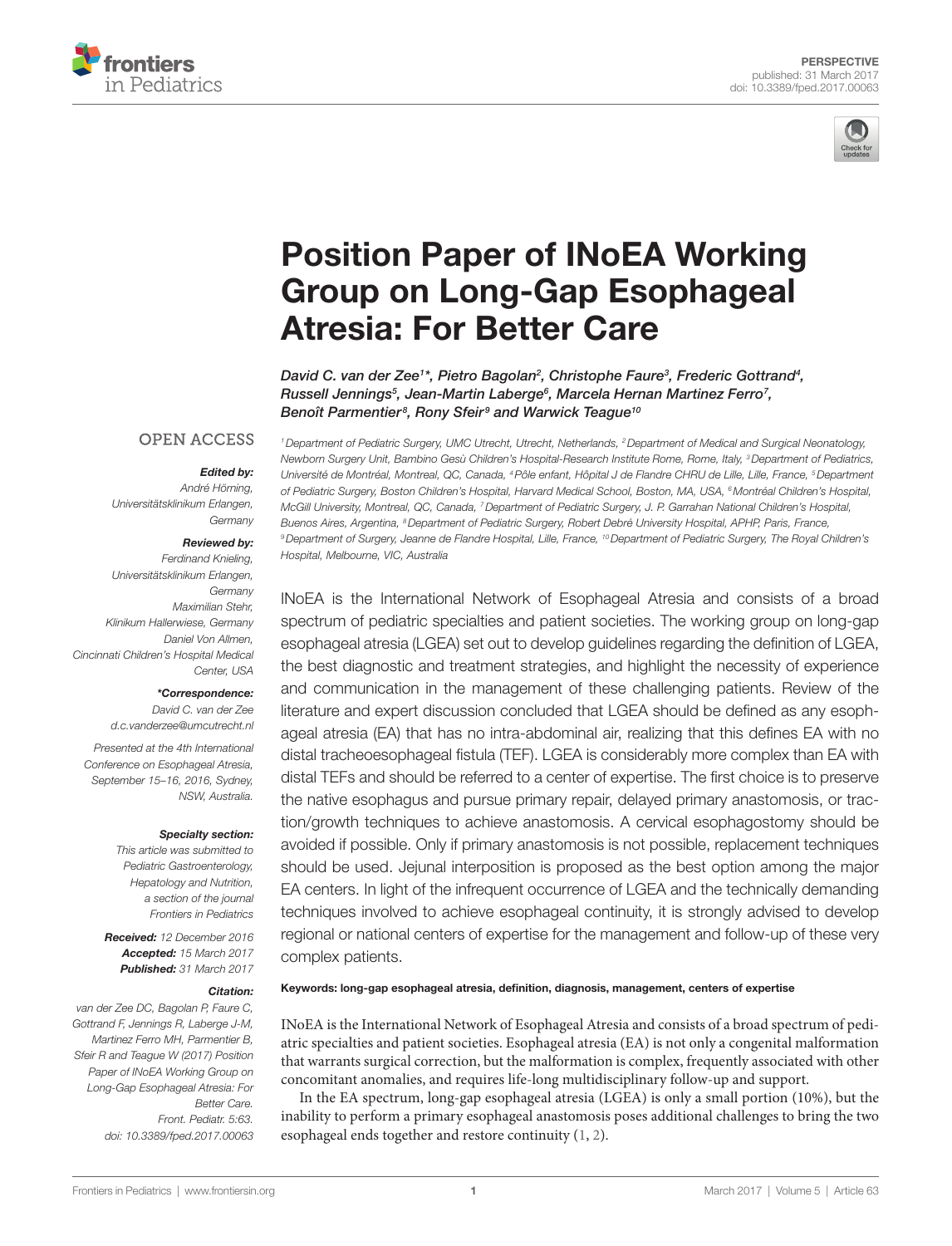PERSPECTIVE
published: 31 March 2017
doi: 10.3389/fped.2017.00063

# Position Paper of INoEA Working Group on Long-Gap Esophageal Atresia: For Better Care

*David C. van der Zee[1]\*, Pietro Bagolan[2], Christophe Faure[3], Frederic Gottrand[4], Russell Jennings[5], Jean-Martin Laberge[6], Marcela Hernan Martinez Ferro[7], Benoît Parmentier[8], Rony Sfeir[9] and Warwick Teague[10]*

[1] Department of Pediatric Surgery, UMC Utrecht, Utrecht, Netherlands, [2] Department of Medical and Surgical Neonatology, Newborn Surgery Unit, Bambino Gesù Children's Hospital-Research Institute Rome, Rome, Italy, [3] Department of Pediatrics, Université de Montréal, Montreal, QC, Canada, [4] Pôle enfant, Hôpital J de Flandre CHRU de Lille, Lille, France, [5] Department of Pediatric Surgery, Boston Children's Hospital, Harvard Medical School, Boston, MA, USA, [6] Montréal Children's Hospital, McGill University, Montreal, QC, Canada, [7] Department of Pediatric Surgery, J. P. Garrahan National Children's Hospital, Buenos Aires, Argentina, [8] Department of Pediatric Surgery, Robert Debré University Hospital, APHP, Paris, France, [9] Department of Surgery, Jeanne de Flandre Hospital, Lille, France, [10] Department of Pediatric Surgery, The Royal Children's Hospital, Melbourne, VIC, Australia

OPEN ACCESS

***Edited by:***
André Hörning, Universitätsklinikum Erlangen, Germany

***Reviewed by:***
Ferdinand Knieling, Universitätsklinikum Erlangen, Germany
Maximilian Stehr, Klinikum Hallerwiese, Germany
Daniel Von Allmen, Cincinnati Children's Hospital Medical Center, USA

***\*Correspondence:***
David C. van der Zee
d.c.vanderzee@umcutrecht.nl

*Presented at the 4th International Conference on Esophageal Atresia, September 15–16, 2016, Sydney, NSW, Australia.*

***Specialty section:***
*This article was submitted to Pediatric Gastroenterology, Hepatology and Nutrition, a section of the journal Frontiers in Pediatrics*

***Received:*** *12 December 2016*
***Accepted:*** *15 March 2017*
***Published:*** *31 March 2017*

***Citation:***
*van der Zee DC, Bagolan P, Faure C, Gottrand F, Jennings R, Laberge J-M, Martinez Ferro MH, Parmentier B, Sfeir R and Teague W (2017) Position Paper of INoEA Working Group on Long-Gap Esophageal Atresia: For Better Care. Front. Pediatr. 5:63. doi: 10.3389/fped.2017.00063*

INoEA is the International Network of Esophageal Atresia and consists of a broad spectrum of pediatric specialties and patient societies. The working group on long-gap esophageal atresia (LGEA) set out to develop guidelines regarding the definition of LGEA, the best diagnostic and treatment strategies, and highlight the necessity of experience and communication in the management of these challenging patients. Review of the literature and expert discussion concluded that LGEA should be defined as any esophageal atresia (EA) that has no intra-abdominal air, realizing that this defines EA with no distal tracheoesophageal fistula (TEF). LGEA is considerably more complex than EA with distal TEFs and should be referred to a center of expertise. The first choice is to preserve the native esophagus and pursue primary repair, delayed primary anastomosis, or traction/growth techniques to achieve anastomosis. A cervical esophagostomy should be avoided if possible. Only if primary anastomosis is not possible, replacement techniques should be used. Jejunal interposition is proposed as the best option among the major EA centers. In light of the infrequent occurrence of LGEA and the technically demanding techniques involved to achieve esophageal continuity, it is strongly advised to develop regional or national centers of expertise for the management and follow-up of these very complex patients.

**Keywords: long-gap esophageal atresia, definition, diagnosis, management, centers of expertise**

INoEA is the International Network of Esophageal Atresia and consists of a broad spectrum of pediatric specialties and patient societies. Esophageal atresia (EA) is not only a congenital malformation that warrants surgical correction, but the malformation is complex, frequently associated with other concomitant anomalies, and requires life-long multidisciplinary follow-up and support.

In the EA spectrum, long-gap esophageal atresia (LGEA) is only a small portion (10%), but the inability to perform a primary esophageal anastomosis poses additional challenges to bring the two esophageal ends together and restore continuity (1, 2).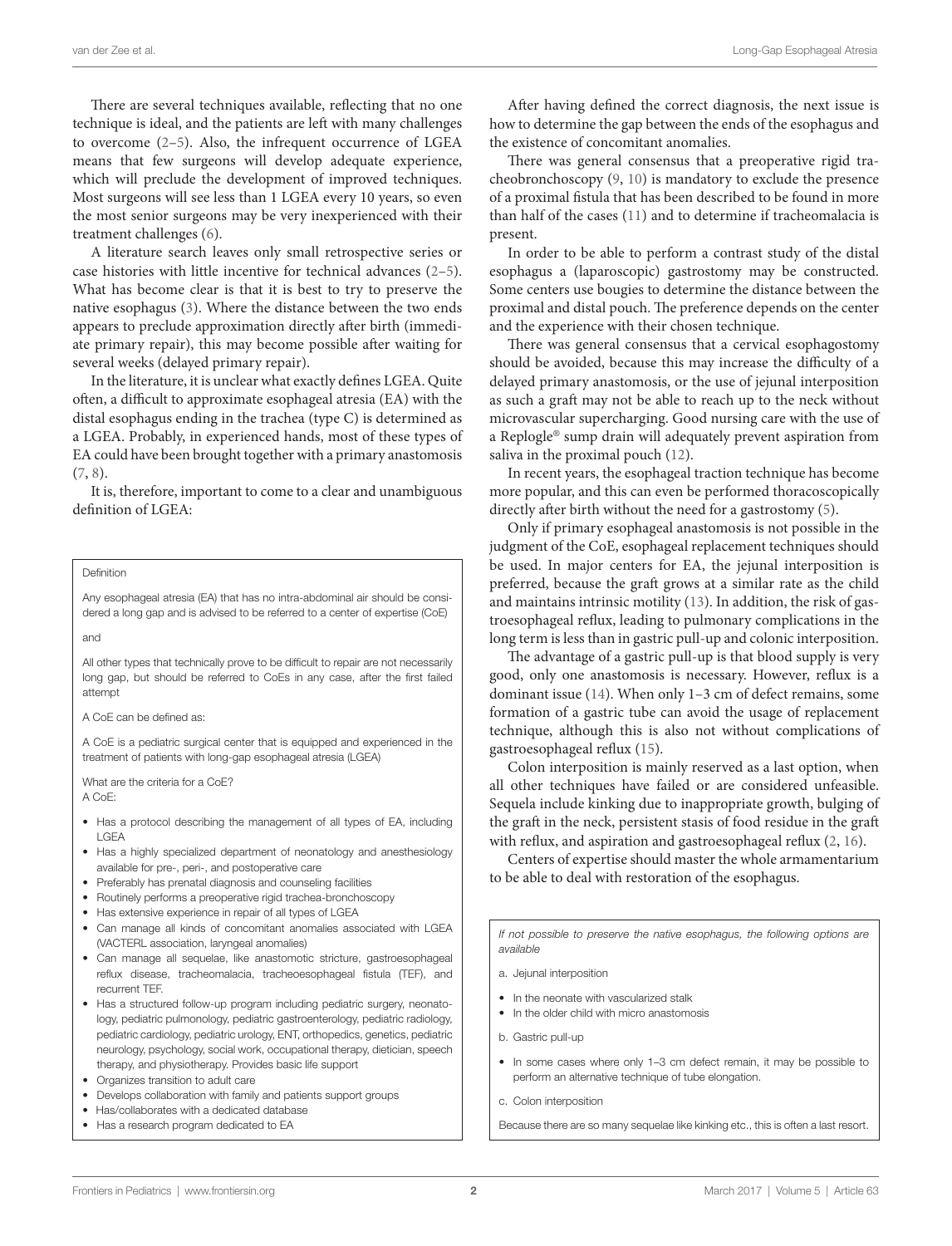There are several techniques available, reflecting that no one technique is ideal, and the patients are left with many challenges to overcome (2–5). Also, the infrequent occurrence of LGEA means that few surgeons will develop adequate experience, which will preclude the development of improved techniques. Most surgeons will see less than 1 LGEA every 10 years, so even the most senior surgeons may be very inexperienced with their treatment challenges (6).

A literature search leaves only small retrospective series or case histories with little incentive for technical advances (2–5). What has become clear is that it is best to try to preserve the native esophagus (3). Where the distance between the two ends appears to preclude approximation directly after birth (immediate primary repair), this may become possible after waiting for several weeks (delayed primary repair).

In the literature, it is unclear what exactly defines LGEA. Quite often, a difficult to approximate esophageal atresia (EA) with the distal esophagus ending in the trachea (type C) is determined as a LGEA. Probably, in experienced hands, most of these types of EA could have been brought together with a primary anastomosis (7, 8).

It is, therefore, important to come to a clear and unambiguous definition of LGEA:

> Definition
>
> Any esophageal atresia (EA) that has no intra-abdominal air should be considered a long gap and is advised to be referred to a center of expertise (CoE)
>
> and
>
> All other types that technically prove to be difficult to repair are not necessarily long gap, but should be referred to CoEs in any case, after the first failed attempt
>
> A CoE can be defined as:
>
> A CoE is a pediatric surgical center that is equipped and experienced in the treatment of patients with long-gap esophageal atresia (LGEA)
>
> What are the criteria for a CoE?
> A CoE:
>
> - Has a protocol describing the management of all types of EA, including LGEA
> - Has a highly specialized department of neonatology and anesthesiology available for pre-, peri-, and postoperative care
> - Preferably has prenatal diagnosis and counseling facilities
> - Routinely performs a preoperative rigid trachea-bronchoscopy
> - Has extensive experience in repair of all types of LGEA
> - Can manage all kinds of concomitant anomalies associated with LGEA (VACTERL association, laryngeal anomalies)
> - Can manage all sequelae, like anastomotic stricture, gastroesophageal reflux disease, tracheomalacia, tracheoesophageal fistula (TEF), and recurrent TEF.
> - Has a structured follow-up program including pediatric surgery, neonatology, pediatric pulmonology, pediatric gastroenterology, pediatric radiology, pediatric cardiology, pediatric urology, ENT, orthopedics, genetics, pediatric neurology, psychology, social work, occupational therapy, dietician, speech therapy, and physiotherapy. Provides basic life support
> - Organizes transition to adult care
> - Develops collaboration with family and patients support groups
> - Has/collaborates with a dedicated database
> - Has a research program dedicated to EA

After having defined the correct diagnosis, the next issue is how to determine the gap between the ends of the esophagus and the existence of concomitant anomalies.

There was general consensus that a preoperative rigid tracheobronchoscopy (9, 10) is mandatory to exclude the presence of a proximal fistula that has been described to be found in more than half of the cases (11) and to determine if tracheomalacia is present.

In order to be able to perform a contrast study of the distal esophagus a (laparoscopic) gastrostomy may be constructed. Some centers use bougies to determine the distance between the proximal and distal pouch. The preference depends on the center and the experience with their chosen technique.

There was general consensus that a cervical esophagostomy should be avoided, because this may increase the difficulty of a delayed primary anastomosis, or the use of jejunal interposition as such a graft may not be able to reach up to the neck without microvascular supercharging. Good nursing care with the use of a Replogle® sump drain will adequately prevent aspiration from saliva in the proximal pouch (12).

In recent years, the esophageal traction technique has become more popular, and this can even be performed thoracoscopically directly after birth without the need for a gastrostomy (5).

Only if primary esophageal anastomosis is not possible in the judgment of the CoE, esophageal replacement techniques should be used. In major centers for EA, the jejunal interposition is preferred, because the graft grows at a similar rate as the child and maintains intrinsic motility (13). In addition, the risk of gastroesophageal reflux, leading to pulmonary complications in the long term is less than in gastric pull-up and colonic interposition.

The advantage of a gastric pull-up is that blood supply is very good, only one anastomosis is necessary. However, reflux is a dominant issue (14). When only 1–3 cm of defect remains, some formation of a gastric tube can avoid the usage of replacement technique, although this is also not without complications of gastroesophageal reflux (15).

Colon interposition is mainly reserved as a last option, when all other techniques have failed or are considered unfeasible. Sequela include kinking due to inappropriate growth, bulging of the graft in the neck, persistent stasis of food residue in the graft with reflux, and aspiration and gastroesophageal reflux (2, 16).

Centers of expertise should master the whole armamentarium to be able to deal with restoration of the esophagus.

> *If not possible to preserve the native esophagus, the following options are available*
>
> a. Jejunal interposition
>
> - In the neonate with vascularized stalk
> - In the older child with micro anastomosis
>
> b. Gastric pull-up
>
> - In some cases where only 1–3 cm defect remain, it may be possible to perform an alternative technique of tube elongation.
>
> c. Colon interposition
>
> Because there are so many sequelae like kinking etc., this is often a last resort.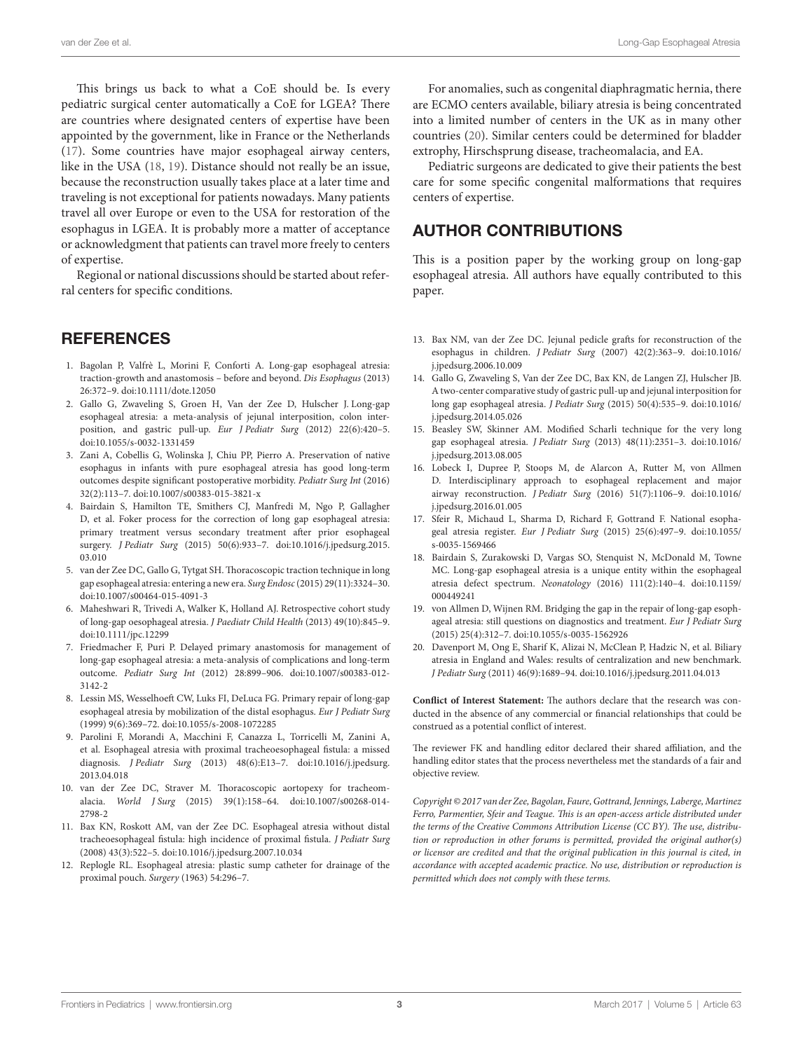This brings us back to what a CoE should be. Is every pediatric surgical center automatically a CoE for LGEA? There are countries where designated centers of expertise have been appointed by the government, like in France or the Netherlands (17). Some countries have major esophageal airway centers, like in the USA (18, 19). Distance should not really be an issue, because the reconstruction usually takes place at a later time and traveling is not exceptional for patients nowadays. Many patients travel all over Europe or even to the USA for restoration of the esophagus in LGEA. It is probably more a matter of acceptance or acknowledgment that patients can travel more freely to centers of expertise.

Regional or national discussions should be started about referral centers for specific conditions.

For anomalies, such as congenital diaphragmatic hernia, there are ECMO centers available, biliary atresia is being concentrated into a limited number of centers in the UK as in many other countries (20). Similar centers could be determined for bladder extrophy, Hirschsprung disease, tracheomalacia, and EA.

Pediatric surgeons are dedicated to give their patients the best care for some specific congenital malformations that requires centers of expertise.

## AUTHOR CONTRIBUTIONS

This is a position paper by the working group on long-gap esophageal atresia. All authors have equally contributed to this paper.

## REFERENCES

1. Bagolan P, Valfrè L, Morini F, Conforti A. Long-gap esophageal atresia: traction-growth and anastomosis – before and beyond. *Dis Esophagus* (2013) 26:372–9. doi:10.1111/dote.12050
2. Gallo G, Zwaveling S, Groen H, Van der Zee D, Hulscher J. Long-gap esophageal atresia: a meta-analysis of jejunal interposition, colon interposition, and gastric pull-up. *Eur J Pediatr Surg* (2012) 22(6):420–5. doi:10.1055/s-0032-1331459
3. Zani A, Cobellis G, Wolinska J, Chiu PP, Pierro A. Preservation of native esophagus in infants with pure esophageal atresia has good long-term outcomes despite significant postoperative morbidity. *Pediatr Surg Int* (2016) 32(2):113–7. doi:10.1007/s00383-015-3821-x
4. Bairdain S, Hamilton TE, Smithers CJ, Manfredi M, Ngo P, Gallagher D, et al. Foker process for the correction of long gap esophageal atresia: primary treatment versus secondary treatment after prior esophageal surgery. *J Pediatr Surg* (2015) 50(6):933–7. doi:10.1016/j.jpedsurg.2015.03.010
5. van der Zee DC, Gallo G, Tytgat SH. Thoracoscopic traction technique in long gap esophageal atresia: entering a new era. *Surg Endosc* (2015) 29(11):3324–30. doi:10.1007/s00464-015-4091-3
6. Maheshwari R, Trivedi A, Walker K, Holland AJ. Retrospective cohort study of long-gap oesophageal atresia. *J Paediatr Child Health* (2013) 49(10):845–9. doi:10.1111/jpc.12299
7. Friedmacher F, Puri P. Delayed primary anastomosis for management of long-gap esophageal atresia: a meta-analysis of complications and long-term outcome. *Pediatr Surg Int* (2012) 28:899–906. doi:10.1007/s00383-012-3142-2
8. Lessin MS, Wesselhoeft CW, Luks FI, DeLuca FG. Primary repair of long-gap esophageal atresia by mobilization of the distal esophagus. *Eur J Pediatr Surg* (1999) 9(6):369–72. doi:10.1055/s-2008-1072285
9. Parolini F, Morandi A, Macchini F, Canazza L, Torricelli M, Zanini A, et al. Esophageal atresia with proximal tracheoesophageal fistula: a missed diagnosis. *J Pediatr Surg* (2013) 48(6):E13–7. doi:10.1016/j.jpedsurg.2013.04.018
10. van der Zee DC, Straver M. Thoracoscopic aortopexy for tracheomalacia. *World J Surg* (2015) 39(1):158–64. doi:10.1007/s00268-014-2798-2
11. Bax KN, Roskott AM, van der Zee DC. Esophageal atresia without distal tracheoesophageal fistula: high incidence of proximal fistula. *J Pediatr Surg* (2008) 43(3):522–5. doi:10.1016/j.jpedsurg.2007.10.034
12. Replogle RL. Esophageal atresia: plastic sump catheter for drainage of the proximal pouch. *Surgery* (1963) 54:296–7.
13. Bax NM, van der Zee DC. Jejunal pedicle grafts for reconstruction of the esophagus in children. *J Pediatr Surg* (2007) 42(2):363–9. doi:10.1016/j.jpedsurg.2006.10.009
14. Gallo G, Zwaveling S, Van der Zee DC, Bax KN, de Langen ZJ, Hulscher JB. A two-center comparative study of gastric pull-up and jejunal interposition for long gap esophageal atresia. *J Pediatr Surg* (2015) 50(4):535–9. doi:10.1016/j.jpedsurg.2014.05.026
15. Beasley SW, Skinner AM. Modified Scharli technique for the very long gap esophageal atresia. *J Pediatr Surg* (2013) 48(11):2351–3. doi:10.1016/j.jpedsurg.2013.08.005
16. Lobeck I, Dupree P, Stoops M, de Alarcon A, Rutter M, von Allmen D. Interdisciplinary approach to esophageal replacement and major airway reconstruction. *J Pediatr Surg* (2016) 51(7):1106–9. doi:10.1016/j.jpedsurg.2016.01.005
17. Sfeir R, Michaud L, Sharma D, Richard F, Gottrand F. National esophageal atresia register. *Eur J Pediatr Surg* (2015) 25(6):497–9. doi:10.1055/s-0035-1569466
18. Bairdain S, Zurakowski D, Vargas SO, Stenquist N, McDonald M, Towne MC. Long-gap esophageal atresia is a unique entity within the esophageal atresia defect spectrum. *Neonatology* (2016) 111(2):140–4. doi:10.1159/000449241
19. von Allmen D, Wijnen RM. Bridging the gap in the repair of long-gap esophageal atresia: still questions on diagnostics and treatment. *Eur J Pediatr Surg* (2015) 25(4):312–7. doi:10.1055/s-0035-1562926
20. Davenport M, Ong E, Sharif K, Alizai N, McClean P, Hadzic N, et al. Biliary atresia in England and Wales: results of centralization and new benchmark. *J Pediatr Surg* (2011) 46(9):1689–94. doi:10.1016/j.jpedsurg.2011.04.013

**Conflict of Interest Statement:** The authors declare that the research was conducted in the absence of any commercial or financial relationships that could be construed as a potential conflict of interest.

The reviewer FK and handling editor declared their shared affiliation, and the handling editor states that the process nevertheless met the standards of a fair and objective review.

*Copyright © 2017 van der Zee, Bagolan, Faure, Gottrand, Jennings, Laberge, Martinez Ferro, Parmentier, Sfeir and Teague. This is an open-access article distributed under the terms of the Creative Commons Attribution License (CC BY). The use, distribution or reproduction in other forums is permitted, provided the original author(s) or licensor are credited and that the original publication in this journal is cited, in accordance with accepted academic practice. No use, distribution or reproduction is permitted which does not comply with these terms.*